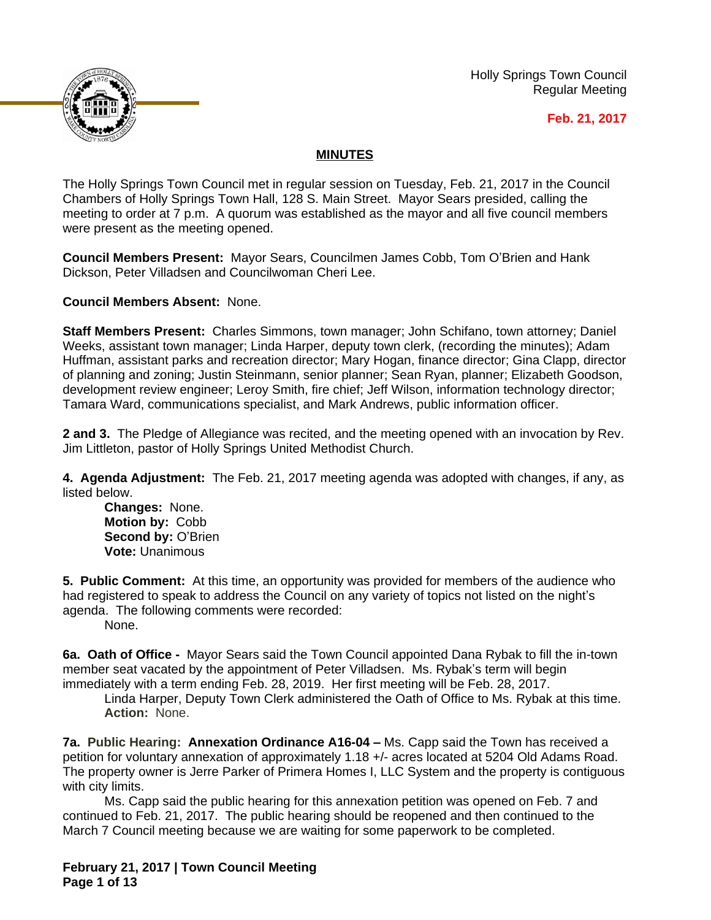Holly Springs Town Council
Regular Meeting

**Feb. 21, 2017**

## MINUTES

The Holly Springs Town Council met in regular session on Tuesday, Feb. 21, 2017 in the Council Chambers of Holly Springs Town Hall, 128 S. Main Street. Mayor Sears presided, calling the meeting to order at 7 p.m. A quorum was established as the mayor and all five council members were present as the meeting opened.

**Council Members Present:** Mayor Sears, Councilmen James Cobb, Tom O'Brien and Hank Dickson, Peter Villadsen and Councilwoman Cheri Lee.

**Council Members Absent:** None.

**Staff Members Present:** Charles Simmons, town manager; John Schifano, town attorney; Daniel Weeks, assistant town manager; Linda Harper, deputy town clerk, (recording the minutes); Adam Huffman, assistant parks and recreation director; Mary Hogan, finance director; Gina Clapp, director of planning and zoning; Justin Steinmann, senior planner; Sean Ryan, planner; Elizabeth Goodson, development review engineer; Leroy Smith, fire chief; Jeff Wilson, information technology director; Tamara Ward, communications specialist, and Mark Andrews, public information officer.

**2 and 3.** The Pledge of Allegiance was recited, and the meeting opened with an invocation by Rev. Jim Littleton, pastor of Holly Springs United Methodist Church.

**4. Agenda Adjustment:** The Feb. 21, 2017 meeting agenda was adopted with changes, if any, as listed below.

**Changes:** None.
**Motion by:** Cobb
**Second by:** O'Brien
**Vote:** Unanimous

**5. Public Comment:** At this time, an opportunity was provided for members of the audience who had registered to speak to address the Council on any variety of topics not listed on the night's agenda. The following comments were recorded:

None.

**6a. Oath of Office -** Mayor Sears said the Town Council appointed Dana Rybak to fill the in-town member seat vacated by the appointment of Peter Villadsen. Ms. Rybak's term will begin immediately with a term ending Feb. 28, 2019. Her first meeting will be Feb. 28, 2017.

Linda Harper, Deputy Town Clerk administered the Oath of Office to Ms. Rybak at this time.
**Action:** None.

**7a. Public Hearing: Annexation Ordinance A16-04 –** Ms. Capp said the Town has received a petition for voluntary annexation of approximately 1.18 +/- acres located at 5204 Old Adams Road. The property owner is Jerre Parker of Primera Homes I, LLC System and the property is contiguous with city limits.

Ms. Capp said the public hearing for this annexation petition was opened on Feb. 7 and continued to Feb. 21, 2017. The public hearing should be reopened and then continued to the March 7 Council meeting because we are waiting for some paperwork to be completed.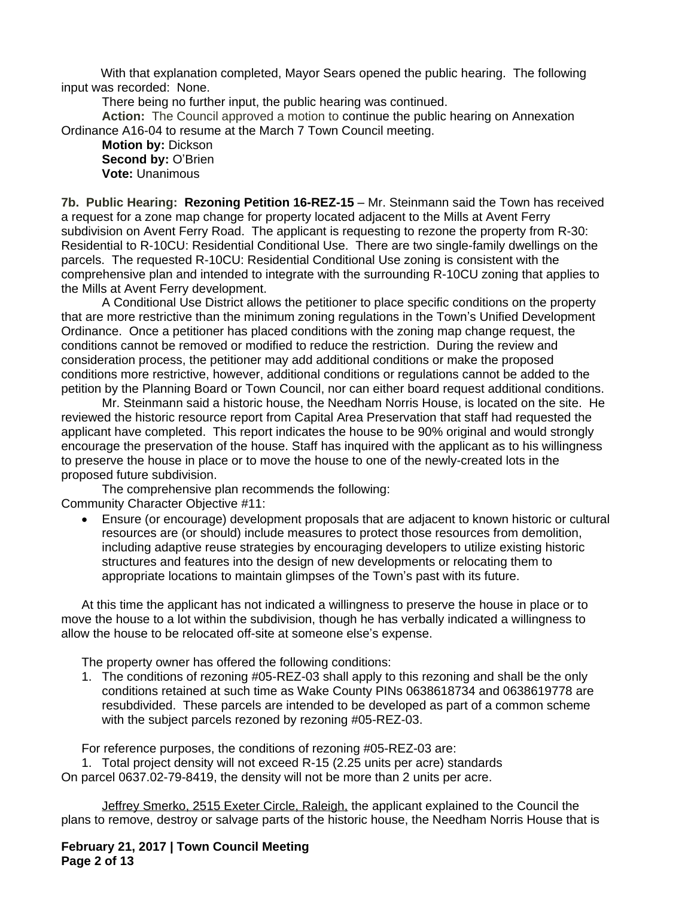With that explanation completed, Mayor Sears opened the public hearing. The following input was recorded: None.

There being no further input, the public hearing was continued.

**Action:** The Council approved a motion to continue the public hearing on Annexation Ordinance A16-04 to resume at the March 7 Town Council meeting.

**Motion by:** Dickson
**Second by:** O'Brien
**Vote:** Unanimous

**7b. Public Hearing: Rezoning Petition 16-REZ-15** – Mr. Steinmann said the Town has received a request for a zone map change for property located adjacent to the Mills at Avent Ferry subdivision on Avent Ferry Road. The applicant is requesting to rezone the property from R-30: Residential to R-10CU: Residential Conditional Use. There are two single-family dwellings on the parcels. The requested R-10CU: Residential Conditional Use zoning is consistent with the comprehensive plan and intended to integrate with the surrounding R-10CU zoning that applies to the Mills at Avent Ferry development.

A Conditional Use District allows the petitioner to place specific conditions on the property that are more restrictive than the minimum zoning regulations in the Town's Unified Development Ordinance. Once a petitioner has placed conditions with the zoning map change request, the conditions cannot be removed or modified to reduce the restriction. During the review and consideration process, the petitioner may add additional conditions or make the proposed conditions more restrictive, however, additional conditions or regulations cannot be added to the petition by the Planning Board or Town Council, nor can either board request additional conditions.

Mr. Steinmann said a historic house, the Needham Norris House, is located on the site. He reviewed the historic resource report from Capital Area Preservation that staff had requested the applicant have completed. This report indicates the house to be 90% original and would strongly encourage the preservation of the house. Staff has inquired with the applicant as to his willingness to preserve the house in place or to move the house to one of the newly-created lots in the proposed future subdivision.

The comprehensive plan recommends the following:
Community Character Objective #11:

- Ensure (or encourage) development proposals that are adjacent to known historic or cultural resources are (or should) include measures to protect those resources from demolition, including adaptive reuse strategies by encouraging developers to utilize existing historic structures and features into the design of new developments or relocating them to appropriate locations to maintain glimpses of the Town's past with its future.

At this time the applicant has not indicated a willingness to preserve the house in place or to move the house to a lot within the subdivision, though he has verbally indicated a willingness to allow the house to be relocated off-site at someone else's expense.

The property owner has offered the following conditions:

1. The conditions of rezoning #05-REZ-03 shall apply to this rezoning and shall be the only conditions retained at such time as Wake County PINs 0638618734 and 0638619778 are resubdivided. These parcels are intended to be developed as part of a common scheme with the subject parcels rezoned by rezoning #05-REZ-03.

For reference purposes, the conditions of rezoning #05-REZ-03 are:

1. Total project density will not exceed R-15 (2.25 units per acre) standards

On parcel 0637.02-79-8419, the density will not be more than 2 units per acre.

Jeffrey Smerko, 2515 Exeter Circle, Raleigh, the applicant explained to the Council the plans to remove, destroy or salvage parts of the historic house, the Needham Norris House that is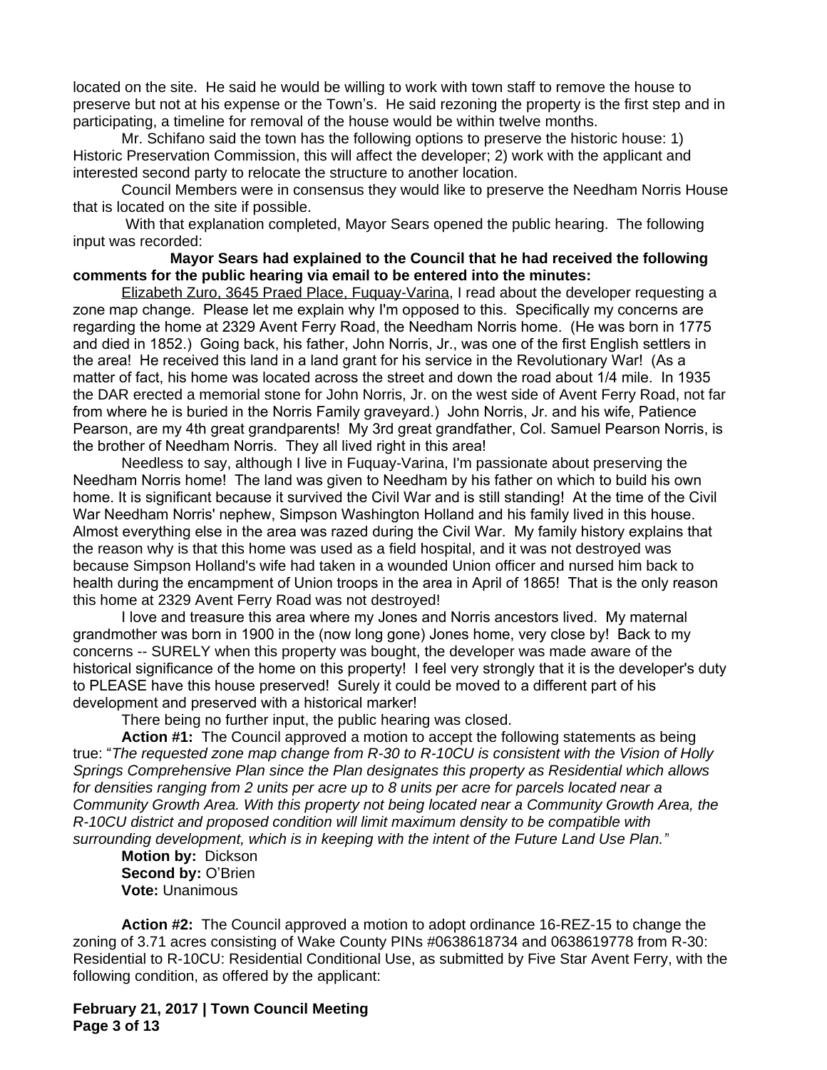located on the site. He said he would be willing to work with town staff to remove the house to preserve but not at his expense or the Town's. He said rezoning the property is the first step and in participating, a timeline for removal of the house would be within twelve months.

Mr. Schifano said the town has the following options to preserve the historic house: 1) Historic Preservation Commission, this will affect the developer; 2) work with the applicant and interested second party to relocate the structure to another location.

Council Members were in consensus they would like to preserve the Needham Norris House that is located on the site if possible.

With that explanation completed, Mayor Sears opened the public hearing. The following input was recorded:

**Mayor Sears had explained to the Council that he had received the following comments for the public hearing via email to be entered into the minutes:**

Elizabeth Zuro, 3645 Praed Place, Fuquay-Varina, I read about the developer requesting a zone map change. Please let me explain why I'm opposed to this. Specifically my concerns are regarding the home at 2329 Avent Ferry Road, the Needham Norris home. (He was born in 1775 and died in 1852.) Going back, his father, John Norris, Jr., was one of the first English settlers in the area! He received this land in a land grant for his service in the Revolutionary War! (As a matter of fact, his home was located across the street and down the road about 1/4 mile. In 1935 the DAR erected a memorial stone for John Norris, Jr. on the west side of Avent Ferry Road, not far from where he is buried in the Norris Family graveyard.) John Norris, Jr. and his wife, Patience Pearson, are my 4th great grandparents! My 3rd great grandfather, Col. Samuel Pearson Norris, is the brother of Needham Norris. They all lived right in this area!

Needless to say, although I live in Fuquay-Varina, I'm passionate about preserving the Needham Norris home! The land was given to Needham by his father on which to build his own home. It is significant because it survived the Civil War and is still standing! At the time of the Civil War Needham Norris' nephew, Simpson Washington Holland and his family lived in this house. Almost everything else in the area was razed during the Civil War. My family history explains that the reason why is that this home was used as a field hospital, and it was not destroyed was because Simpson Holland's wife had taken in a wounded Union officer and nursed him back to health during the encampment of Union troops in the area in April of 1865! That is the only reason this home at 2329 Avent Ferry Road was not destroyed!

I love and treasure this area where my Jones and Norris ancestors lived. My maternal grandmother was born in 1900 in the (now long gone) Jones home, very close by! Back to my concerns -- SURELY when this property was bought, the developer was made aware of the historical significance of the home on this property! I feel very strongly that it is the developer's duty to PLEASE have this house preserved! Surely it could be moved to a different part of his development and preserved with a historical marker!

There being no further input, the public hearing was closed.

**Action #1:** The Council approved a motion to accept the following statements as being true: "*The requested zone map change from R-30 to R-10CU is consistent with the Vision of Holly Springs Comprehensive Plan since the Plan designates this property as Residential which allows for densities ranging from 2 units per acre up to 8 units per acre for parcels located near a Community Growth Area. With this property not being located near a Community Growth Area, the R-10CU district and proposed condition will limit maximum density to be compatible with surrounding development, which is in keeping with the intent of the Future Land Use Plan.*"

**Motion by:** Dickson
**Second by:** O'Brien
**Vote:** Unanimous

**Action #2:** The Council approved a motion to adopt ordinance 16-REZ-15 to change the zoning of 3.71 acres consisting of Wake County PINs #0638618734 and 0638619778 from R-30: Residential to R-10CU: Residential Conditional Use, as submitted by Five Star Avent Ferry, with the following condition, as offered by the applicant: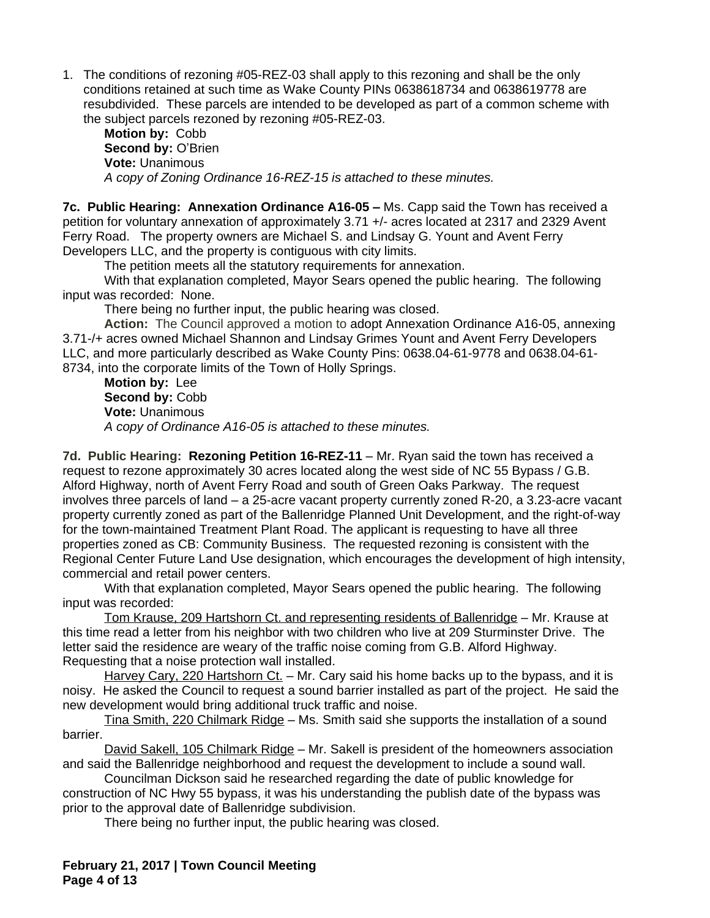1. The conditions of rezoning #05-REZ-03 shall apply to this rezoning and shall be the only conditions retained at such time as Wake County PINs 0638618734 and 0638619778 are resubdivided. These parcels are intended to be developed as part of a common scheme with the subject parcels rezoned by rezoning #05-REZ-03.

   **Motion by:** Cobb
   **Second by:** O'Brien
   **Vote:** Unanimous
   *A copy of Zoning Ordinance 16-REZ-15 is attached to these minutes.*

**7c. Public Hearing: Annexation Ordinance A16-05 –** Ms. Capp said the Town has received a petition for voluntary annexation of approximately 3.71 +/- acres located at 2317 and 2329 Avent Ferry Road. The property owners are Michael S. and Lindsay G. Yount and Avent Ferry Developers LLC, and the property is contiguous with city limits.

The petition meets all the statutory requirements for annexation.

With that explanation completed, Mayor Sears opened the public hearing. The following input was recorded: None.

There being no further input, the public hearing was closed.

**Action:** The Council approved a motion to adopt Annexation Ordinance A16-05, annexing 3.71-/+ acres owned Michael Shannon and Lindsay Grimes Yount and Avent Ferry Developers LLC, and more particularly described as Wake County Pins: 0638.04-61-9778 and 0638.04-61-8734, into the corporate limits of the Town of Holly Springs.

**Motion by:** Lee
**Second by:** Cobb
**Vote:** Unanimous
*A copy of Ordinance A16-05 is attached to these minutes.*

**7d. Public Hearing: Rezoning Petition 16-REZ-11** – Mr. Ryan said the town has received a request to rezone approximately 30 acres located along the west side of NC 55 Bypass / G.B. Alford Highway, north of Avent Ferry Road and south of Green Oaks Parkway. The request involves three parcels of land – a 25-acre vacant property currently zoned R-20, a 3.23-acre vacant property currently zoned as part of the Ballenridge Planned Unit Development, and the right-of-way for the town-maintained Treatment Plant Road. The applicant is requesting to have all three properties zoned as CB: Community Business. The requested rezoning is consistent with the Regional Center Future Land Use designation, which encourages the development of high intensity, commercial and retail power centers.

With that explanation completed, Mayor Sears opened the public hearing. The following input was recorded:

Tom Krause, 209 Hartshorn Ct. and representing residents of Ballenridge – Mr. Krause at this time read a letter from his neighbor with two children who live at 209 Sturminster Drive. The letter said the residence are weary of the traffic noise coming from G.B. Alford Highway. Requesting that a noise protection wall installed.

Harvey Cary, 220 Hartshorn Ct. – Mr. Cary said his home backs up to the bypass, and it is noisy. He asked the Council to request a sound barrier installed as part of the project. He said the new development would bring additional truck traffic and noise.

Tina Smith, 220 Chilmark Ridge – Ms. Smith said she supports the installation of a sound barrier.

David Sakell, 105 Chilmark Ridge – Mr. Sakell is president of the homeowners association and said the Ballenridge neighborhood and request the development to include a sound wall.

Councilman Dickson said he researched regarding the date of public knowledge for construction of NC Hwy 55 bypass, it was his understanding the publish date of the bypass was prior to the approval date of Ballenridge subdivision.

There being no further input, the public hearing was closed.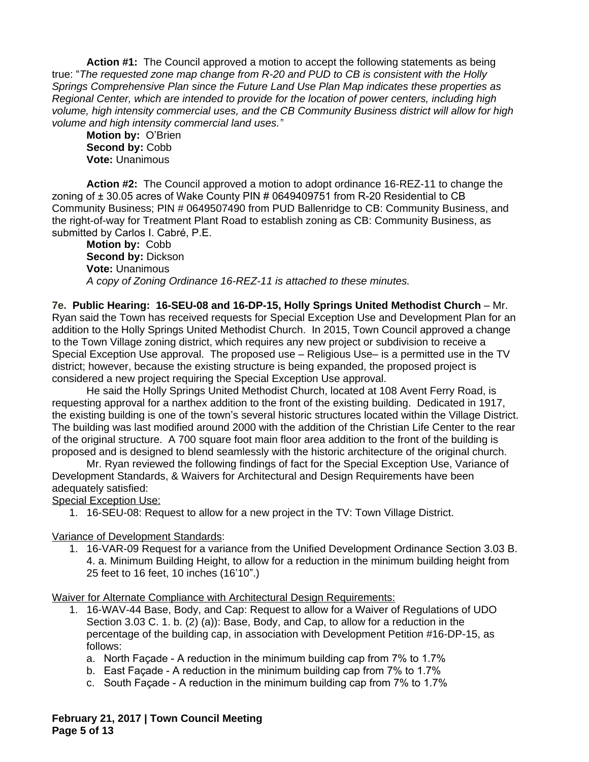**Action #1:** The Council approved a motion to accept the following statements as being true: "*The requested zone map change from R-20 and PUD to CB is consistent with the Holly Springs Comprehensive Plan since the Future Land Use Plan Map indicates these properties as Regional Center, which are intended to provide for the location of power centers, including high volume, high intensity commercial uses, and the CB Community Business district will allow for high volume and high intensity commercial land uses.*"

**Motion by:** O'Brien
**Second by:** Cobb
**Vote:** Unanimous

**Action #2:** The Council approved a motion to adopt ordinance 16-REZ-11 to change the zoning of ± 30.05 acres of Wake County PIN # 0649409751 from R-20 Residential to CB Community Business; PIN # 0649507490 from PUD Ballenridge to CB: Community Business, and the right-of-way for Treatment Plant Road to establish zoning as CB: Community Business, as submitted by Carlos I. Cabré, P.E.

**Motion by:** Cobb
**Second by:** Dickson
**Vote:** Unanimous
*A copy of Zoning Ordinance 16-REZ-11 is attached to these minutes.*

**7e. Public Hearing: 16-SEU-08 and 16-DP-15, Holly Springs United Methodist Church** – Mr. Ryan said the Town has received requests for Special Exception Use and Development Plan for an addition to the Holly Springs United Methodist Church. In 2015, Town Council approved a change to the Town Village zoning district, which requires any new project or subdivision to receive a Special Exception Use approval. The proposed use – Religious Use– is a permitted use in the TV district; however, because the existing structure is being expanded, the proposed project is considered a new project requiring the Special Exception Use approval.

He said the Holly Springs United Methodist Church, located at 108 Avent Ferry Road, is requesting approval for a narthex addition to the front of the existing building. Dedicated in 1917, the existing building is one of the town's several historic structures located within the Village District. The building was last modified around 2000 with the addition of the Christian Life Center to the rear of the original structure. A 700 square foot main floor area addition to the front of the building is proposed and is designed to blend seamlessly with the historic architecture of the original church.

Mr. Ryan reviewed the following findings of fact for the Special Exception Use, Variance of Development Standards, & Waivers for Architectural and Design Requirements have been adequately satisfied:

Special Exception Use:

1. 16-SEU-08: Request to allow for a new project in the TV: Town Village District.

Variance of Development Standards:

1. 16-VAR-09 Request for a variance from the Unified Development Ordinance Section 3.03 B. 4. a. Minimum Building Height, to allow for a reduction in the minimum building height from 25 feet to 16 feet, 10 inches (16'10".)

Waiver for Alternate Compliance with Architectural Design Requirements:

1. 16-WAV-44 Base, Body, and Cap: Request to allow for a Waiver of Regulations of UDO Section 3.03 C. 1. b. (2) (a)): Base, Body, and Cap, to allow for a reduction in the percentage of the building cap, in association with Development Petition #16-DP-15, as follows:
   a. North Façade - A reduction in the minimum building cap from 7% to 1.7%
   b. East Façade - A reduction in the minimum building cap from 7% to 1.7%
   c. South Façade - A reduction in the minimum building cap from 7% to 1.7%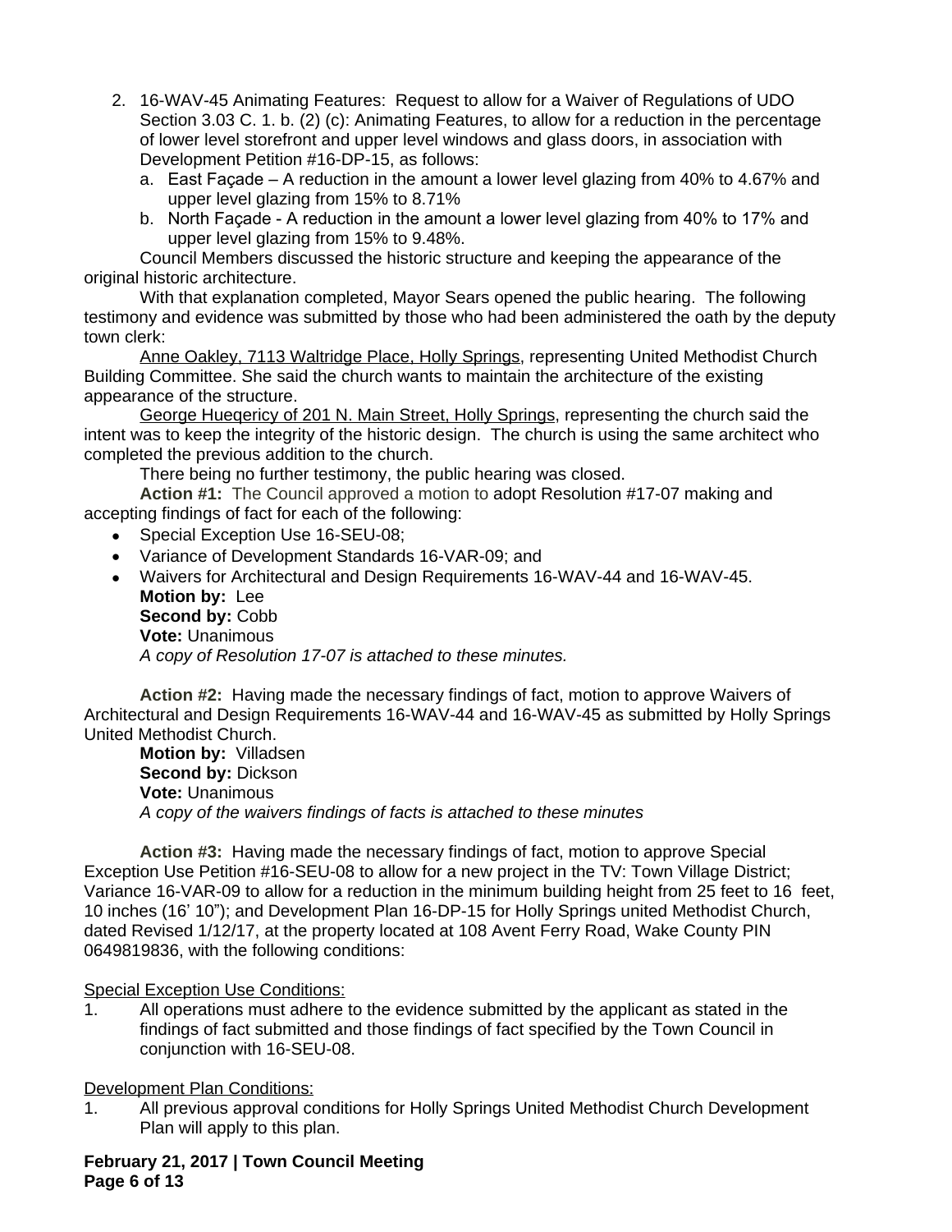2. 16-WAV-45 Animating Features: Request to allow for a Waiver of Regulations of UDO Section 3.03 C. 1. b. (2) (c): Animating Features, to allow for a reduction in the percentage of lower level storefront and upper level windows and glass doors, in association with Development Petition #16-DP-15, as follows:
   a. East Façade – A reduction in the amount a lower level glazing from 40% to 4.67% and upper level glazing from 15% to 8.71%
   b. North Façade - A reduction in the amount a lower level glazing from 40% to 17% and upper level glazing from 15% to 9.48%.

Council Members discussed the historic structure and keeping the appearance of the original historic architecture.

With that explanation completed, Mayor Sears opened the public hearing. The following testimony and evidence was submitted by those who had been administered the oath by the deputy town clerk:

Anne Oakley, 7113 Waltridge Place, Holly Springs, representing United Methodist Church Building Committee. She said the church wants to maintain the architecture of the existing appearance of the structure.

George Hueqericy of 201 N. Main Street, Holly Springs, representing the church said the intent was to keep the integrity of the historic design. The church is using the same architect who completed the previous addition to the church.

There being no further testimony, the public hearing was closed.

**Action #1:** The Council approved a motion to adopt Resolution #17-07 making and accepting findings of fact for each of the following:

- Special Exception Use 16-SEU-08;
- Variance of Development Standards 16-VAR-09; and
- Waivers for Architectural and Design Requirements 16-WAV-44 and 16-WAV-45.

**Motion by:** Lee
**Second by:** Cobb
**Vote:** Unanimous
*A copy of Resolution 17-07 is attached to these minutes.*

**Action #2:** Having made the necessary findings of fact, motion to approve Waivers of Architectural and Design Requirements 16-WAV-44 and 16-WAV-45 as submitted by Holly Springs United Methodist Church.

**Motion by:** Villadsen
**Second by:** Dickson
**Vote:** Unanimous
*A copy of the waivers findings of facts is attached to these minutes*

**Action #3:** Having made the necessary findings of fact, motion to approve Special Exception Use Petition #16-SEU-08 to allow for a new project in the TV: Town Village District; Variance 16-VAR-09 to allow for a reduction in the minimum building height from 25 feet to 16 feet, 10 inches (16' 10"); and Development Plan 16-DP-15 for Holly Springs united Methodist Church, dated Revised 1/12/17, at the property located at 108 Avent Ferry Road, Wake County PIN 0649819836, with the following conditions:

Special Exception Use Conditions:

1. All operations must adhere to the evidence submitted by the applicant as stated in the findings of fact submitted and those findings of fact specified by the Town Council in conjunction with 16-SEU-08.

Development Plan Conditions:

1. All previous approval conditions for Holly Springs United Methodist Church Development Plan will apply to this plan.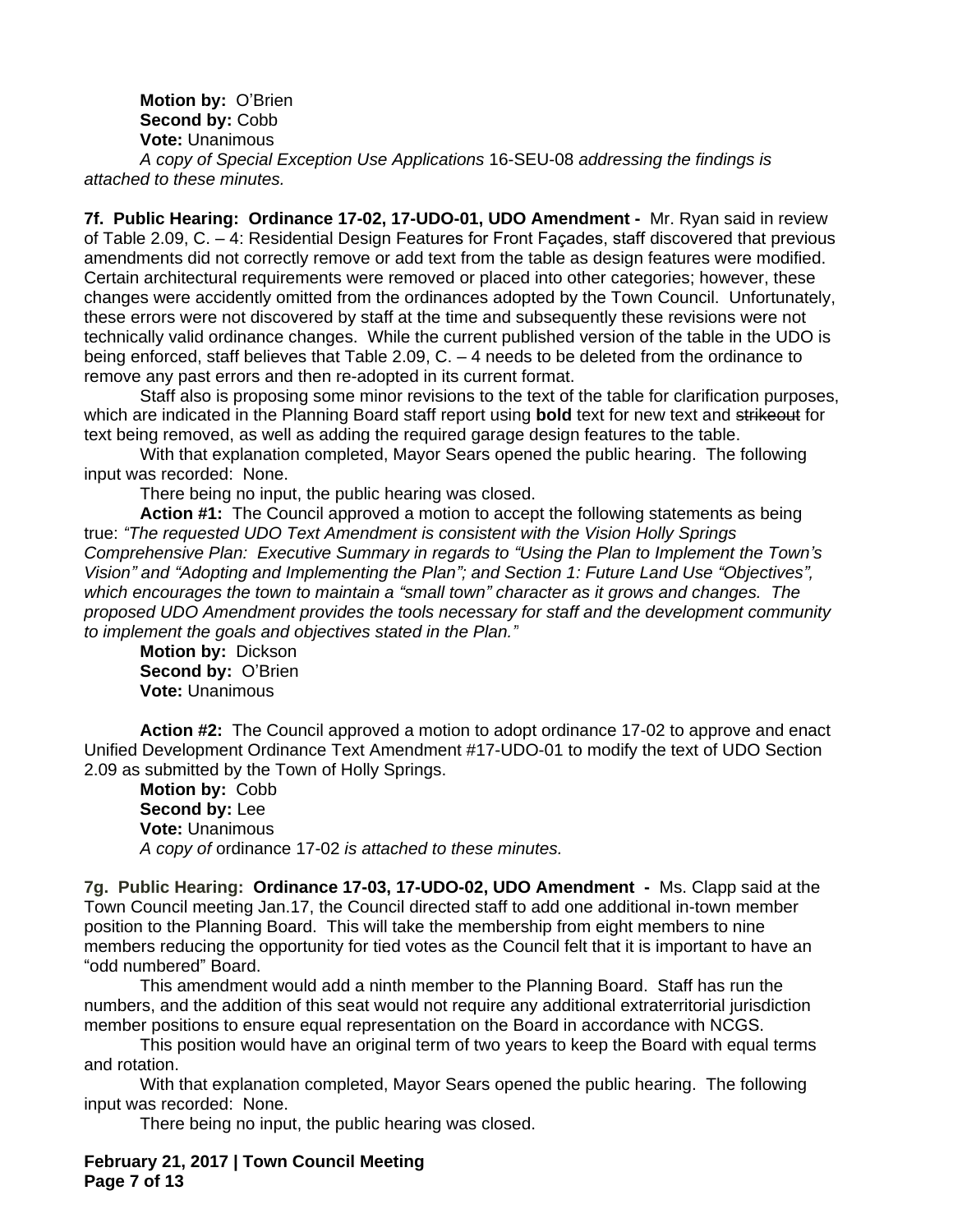**Motion by:** O'Brien
**Second by:** Cobb
**Vote:** Unanimous
*A copy of Special Exception Use Applications* 16-SEU-08 *addressing the findings is attached to these minutes.*

**7f. Public Hearing: Ordinance 17-02, 17-UDO-01, UDO Amendment -** Mr. Ryan said in review of Table 2.09, C. – 4: Residential Design Features for Front Façades, staff discovered that previous amendments did not correctly remove or add text from the table as design features were modified. Certain architectural requirements were removed or placed into other categories; however, these changes were accidently omitted from the ordinances adopted by the Town Council. Unfortunately, these errors were not discovered by staff at the time and subsequently these revisions were not technically valid ordinance changes. While the current published version of the table in the UDO is being enforced, staff believes that Table 2.09, C. – 4 needs to be deleted from the ordinance to remove any past errors and then re-adopted in its current format.

Staff also is proposing some minor revisions to the text of the table for clarification purposes, which are indicated in the Planning Board staff report using **bold** text for new text and ~~strikeout~~ for text being removed, as well as adding the required garage design features to the table.

With that explanation completed, Mayor Sears opened the public hearing. The following input was recorded: None.

There being no input, the public hearing was closed.

**Action #1:** The Council approved a motion to accept the following statements as being true: *"The requested UDO Text Amendment is consistent with the Vision Holly Springs Comprehensive Plan: Executive Summary in regards to "Using the Plan to Implement the Town's Vision" and "Adopting and Implementing the Plan"; and Section 1: Future Land Use "Objectives", which encourages the town to maintain a "small town" character as it grows and changes. The proposed UDO Amendment provides the tools necessary for staff and the development community to implement the goals and objectives stated in the Plan."*

**Motion by:** Dickson
**Second by:** O'Brien
**Vote:** Unanimous

**Action #2:** The Council approved a motion to adopt ordinance 17-02 to approve and enact Unified Development Ordinance Text Amendment #17-UDO-01 to modify the text of UDO Section 2.09 as submitted by the Town of Holly Springs.

**Motion by:** Cobb
**Second by:** Lee
**Vote:** Unanimous
*A copy of* ordinance 17-02 *is attached to these minutes.*

**7g. Public Hearing: Ordinance 17-03, 17-UDO-02, UDO Amendment -** Ms. Clapp said at the Town Council meeting Jan.17, the Council directed staff to add one additional in-town member position to the Planning Board. This will take the membership from eight members to nine members reducing the opportunity for tied votes as the Council felt that it is important to have an "odd numbered" Board.

This amendment would add a ninth member to the Planning Board. Staff has run the numbers, and the addition of this seat would not require any additional extraterritorial jurisdiction member positions to ensure equal representation on the Board in accordance with NCGS.

This position would have an original term of two years to keep the Board with equal terms and rotation.

With that explanation completed, Mayor Sears opened the public hearing. The following input was recorded: None.

There being no input, the public hearing was closed.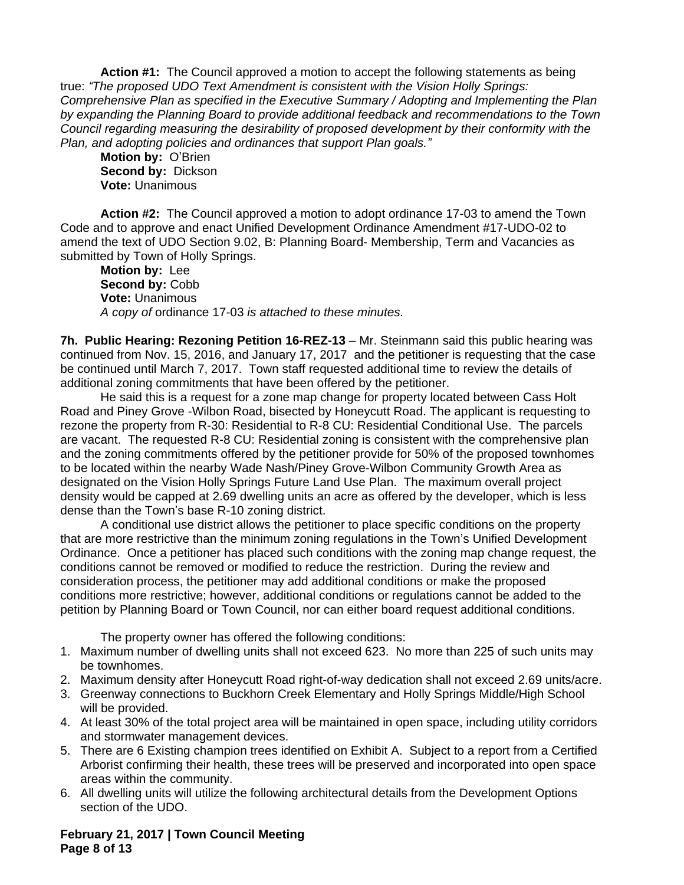**Action #1:** The Council approved a motion to accept the following statements as being true: *"The proposed UDO Text Amendment is consistent with the Vision Holly Springs: Comprehensive Plan as specified in the Executive Summary / Adopting and Implementing the Plan by expanding the Planning Board to provide additional feedback and recommendations to the Town Council regarding measuring the desirability of proposed development by their conformity with the Plan, and adopting policies and ordinances that support Plan goals."*

**Motion by:** O'Brien
**Second by:** Dickson
**Vote:** Unanimous

**Action #2:** The Council approved a motion to adopt ordinance 17-03 to amend the Town Code and to approve and enact Unified Development Ordinance Amendment #17-UDO-02 to amend the text of UDO Section 9.02, B: Planning Board- Membership, Term and Vacancies as submitted by Town of Holly Springs.

**Motion by:** Lee
**Second by:** Cobb
**Vote:** Unanimous
*A copy of* ordinance 17-03 *is attached to these minutes.*

**7h. Public Hearing: Rezoning Petition 16-REZ-13** – Mr. Steinmann said this public hearing was continued from Nov. 15, 2016, and January 17, 2017 and the petitioner is requesting that the case be continued until March 7, 2017. Town staff requested additional time to review the details of additional zoning commitments that have been offered by the petitioner.

He said this is a request for a zone map change for property located between Cass Holt Road and Piney Grove -Wilbon Road, bisected by Honeycutt Road. The applicant is requesting to rezone the property from R-30: Residential to R-8 CU: Residential Conditional Use. The parcels are vacant. The requested R-8 CU: Residential zoning is consistent with the comprehensive plan and the zoning commitments offered by the petitioner provide for 50% of the proposed townhomes to be located within the nearby Wade Nash/Piney Grove-Wilbon Community Growth Area as designated on the Vision Holly Springs Future Land Use Plan. The maximum overall project density would be capped at 2.69 dwelling units an acre as offered by the developer, which is less dense than the Town's base R-10 zoning district.

A conditional use district allows the petitioner to place specific conditions on the property that are more restrictive than the minimum zoning regulations in the Town's Unified Development Ordinance. Once a petitioner has placed such conditions with the zoning map change request, the conditions cannot be removed or modified to reduce the restriction. During the review and consideration process, the petitioner may add additional conditions or make the proposed conditions more restrictive; however, additional conditions or regulations cannot be added to the petition by Planning Board or Town Council, nor can either board request additional conditions.

The property owner has offered the following conditions:

1. Maximum number of dwelling units shall not exceed 623. No more than 225 of such units may be townhomes.
2. Maximum density after Honeycutt Road right-of-way dedication shall not exceed 2.69 units/acre.
3. Greenway connections to Buckhorn Creek Elementary and Holly Springs Middle/High School will be provided.
4. At least 30% of the total project area will be maintained in open space, including utility corridors and stormwater management devices.
5. There are 6 Existing champion trees identified on Exhibit A. Subject to a report from a Certified Arborist confirming their health, these trees will be preserved and incorporated into open space areas within the community.
6. All dwelling units will utilize the following architectural details from the Development Options section of the UDO.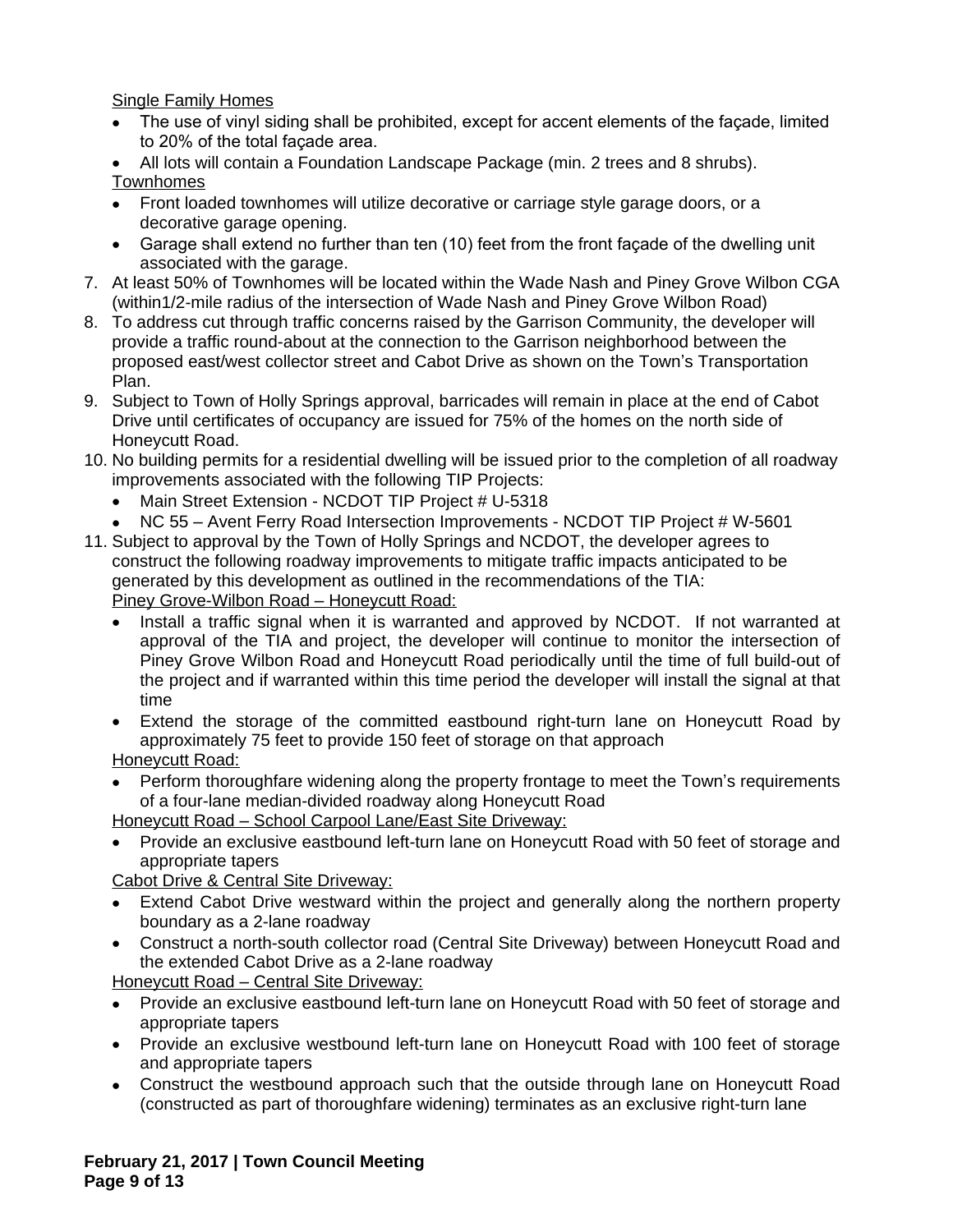Single Family Homes

- The use of vinyl siding shall be prohibited, except for accent elements of the façade, limited to 20% of the total façade area.
- All lots will contain a Foundation Landscape Package (min. 2 trees and 8 shrubs).

Townhomes

- Front loaded townhomes will utilize decorative or carriage style garage doors, or a decorative garage opening.
- Garage shall extend no further than ten (10) feet from the front façade of the dwelling unit associated with the garage.

7. At least 50% of Townhomes will be located within the Wade Nash and Piney Grove Wilbon CGA (within1/2-mile radius of the intersection of Wade Nash and Piney Grove Wilbon Road)
8. To address cut through traffic concerns raised by the Garrison Community, the developer will provide a traffic round-about at the connection to the Garrison neighborhood between the proposed east/west collector street and Cabot Drive as shown on the Town's Transportation Plan.
9. Subject to Town of Holly Springs approval, barricades will remain in place at the end of Cabot Drive until certificates of occupancy are issued for 75% of the homes on the north side of Honeycutt Road.
10. No building permits for a residential dwelling will be issued prior to the completion of all roadway improvements associated with the following TIP Projects:
    - Main Street Extension - NCDOT TIP Project # U-5318
    - NC 55 – Avent Ferry Road Intersection Improvements - NCDOT TIP Project # W-5601
11. Subject to approval by the Town of Holly Springs and NCDOT, the developer agrees to construct the following roadway improvements to mitigate traffic impacts anticipated to be generated by this development as outlined in the recommendations of the TIA:

    Piney Grove-Wilbon Road – Honeycutt Road:

    - Install a traffic signal when it is warranted and approved by NCDOT. If not warranted at approval of the TIA and project, the developer will continue to monitor the intersection of Piney Grove Wilbon Road and Honeycutt Road periodically until the time of full build-out of the project and if warranted within this time period the developer will install the signal at that time
    - Extend the storage of the committed eastbound right-turn lane on Honeycutt Road by approximately 75 feet to provide 150 feet of storage on that approach

    Honeycutt Road:

    - Perform thoroughfare widening along the property frontage to meet the Town's requirements of a four-lane median-divided roadway along Honeycutt Road

    Honeycutt Road – School Carpool Lane/East Site Driveway:

    - Provide an exclusive eastbound left-turn lane on Honeycutt Road with 50 feet of storage and appropriate tapers

    Cabot Drive & Central Site Driveway:

    - Extend Cabot Drive westward within the project and generally along the northern property boundary as a 2-lane roadway
    - Construct a north-south collector road (Central Site Driveway) between Honeycutt Road and the extended Cabot Drive as a 2-lane roadway

    Honeycutt Road – Central Site Driveway:

    - Provide an exclusive eastbound left-turn lane on Honeycutt Road with 50 feet of storage and appropriate tapers
    - Provide an exclusive westbound left-turn lane on Honeycutt Road with 100 feet of storage and appropriate tapers
    - Construct the westbound approach such that the outside through lane on Honeycutt Road (constructed as part of thoroughfare widening) terminates as an exclusive right-turn lane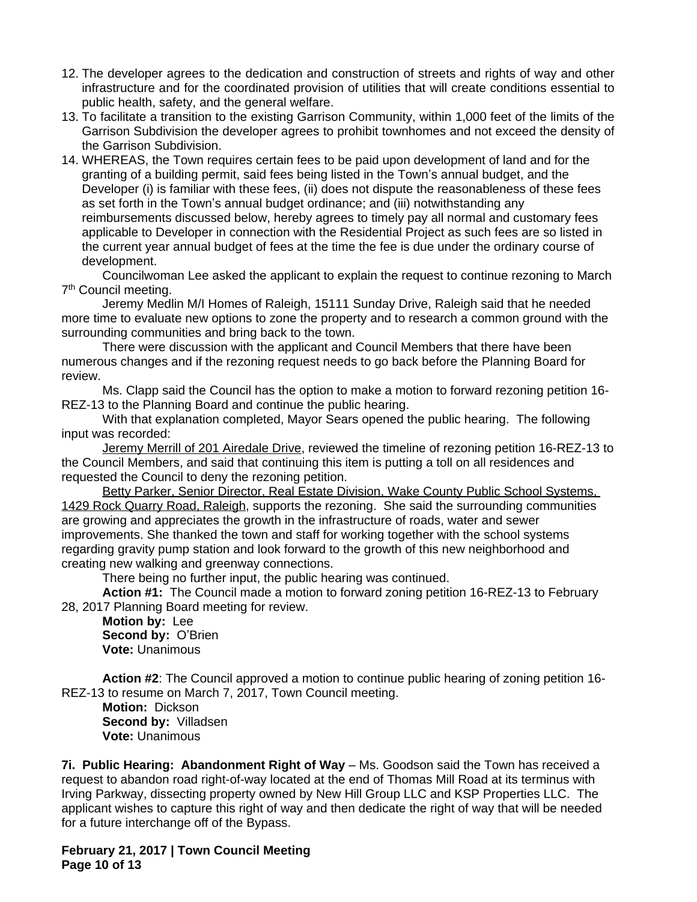12. The developer agrees to the dedication and construction of streets and rights of way and other infrastructure and for the coordinated provision of utilities that will create conditions essential to public health, safety, and the general welfare.
13. To facilitate a transition to the existing Garrison Community, within 1,000 feet of the limits of the Garrison Subdivision the developer agrees to prohibit townhomes and not exceed the density of the Garrison Subdivision.
14. WHEREAS, the Town requires certain fees to be paid upon development of land and for the granting of a building permit, said fees being listed in the Town's annual budget, and the Developer (i) is familiar with these fees, (ii) does not dispute the reasonableness of these fees as set forth in the Town's annual budget ordinance; and (iii) notwithstanding any reimbursements discussed below, hereby agrees to timely pay all normal and customary fees applicable to Developer in connection with the Residential Project as such fees are so listed in the current year annual budget of fees at the time the fee is due under the ordinary course of development.

Councilwoman Lee asked the applicant to explain the request to continue rezoning to March 7th Council meeting.

Jeremy Medlin M/I Homes of Raleigh, 15111 Sunday Drive, Raleigh said that he needed more time to evaluate new options to zone the property and to research a common ground with the surrounding communities and bring back to the town.

There were discussion with the applicant and Council Members that there have been numerous changes and if the rezoning request needs to go back before the Planning Board for review.

Ms. Clapp said the Council has the option to make a motion to forward rezoning petition 16-REZ-13 to the Planning Board and continue the public hearing.

With that explanation completed, Mayor Sears opened the public hearing. The following input was recorded:

Jeremy Merrill of 201 Airedale Drive, reviewed the timeline of rezoning petition 16-REZ-13 to the Council Members, and said that continuing this item is putting a toll on all residences and requested the Council to deny the rezoning petition.

Betty Parker, Senior Director, Real Estate Division, Wake County Public School Systems, 1429 Rock Quarry Road, Raleigh, supports the rezoning. She said the surrounding communities are growing and appreciates the growth in the infrastructure of roads, water and sewer improvements. She thanked the town and staff for working together with the school systems regarding gravity pump station and look forward to the growth of this new neighborhood and creating new walking and greenway connections.

There being no further input, the public hearing was continued.

**Action #1:** The Council made a motion to forward zoning petition 16-REZ-13 to February 28, 2017 Planning Board meeting for review.

**Motion by:** Lee
**Second by:** O'Brien
**Vote:** Unanimous

**Action #2**: The Council approved a motion to continue public hearing of zoning petition 16-REZ-13 to resume on March 7, 2017, Town Council meeting.

**Motion:** Dickson
**Second by:** Villadsen
**Vote:** Unanimous

**7i. Public Hearing: Abandonment Right of Way** – Ms. Goodson said the Town has received a request to abandon road right-of-way located at the end of Thomas Mill Road at its terminus with Irving Parkway, dissecting property owned by New Hill Group LLC and KSP Properties LLC. The applicant wishes to capture this right of way and then dedicate the right of way that will be needed for a future interchange off of the Bypass.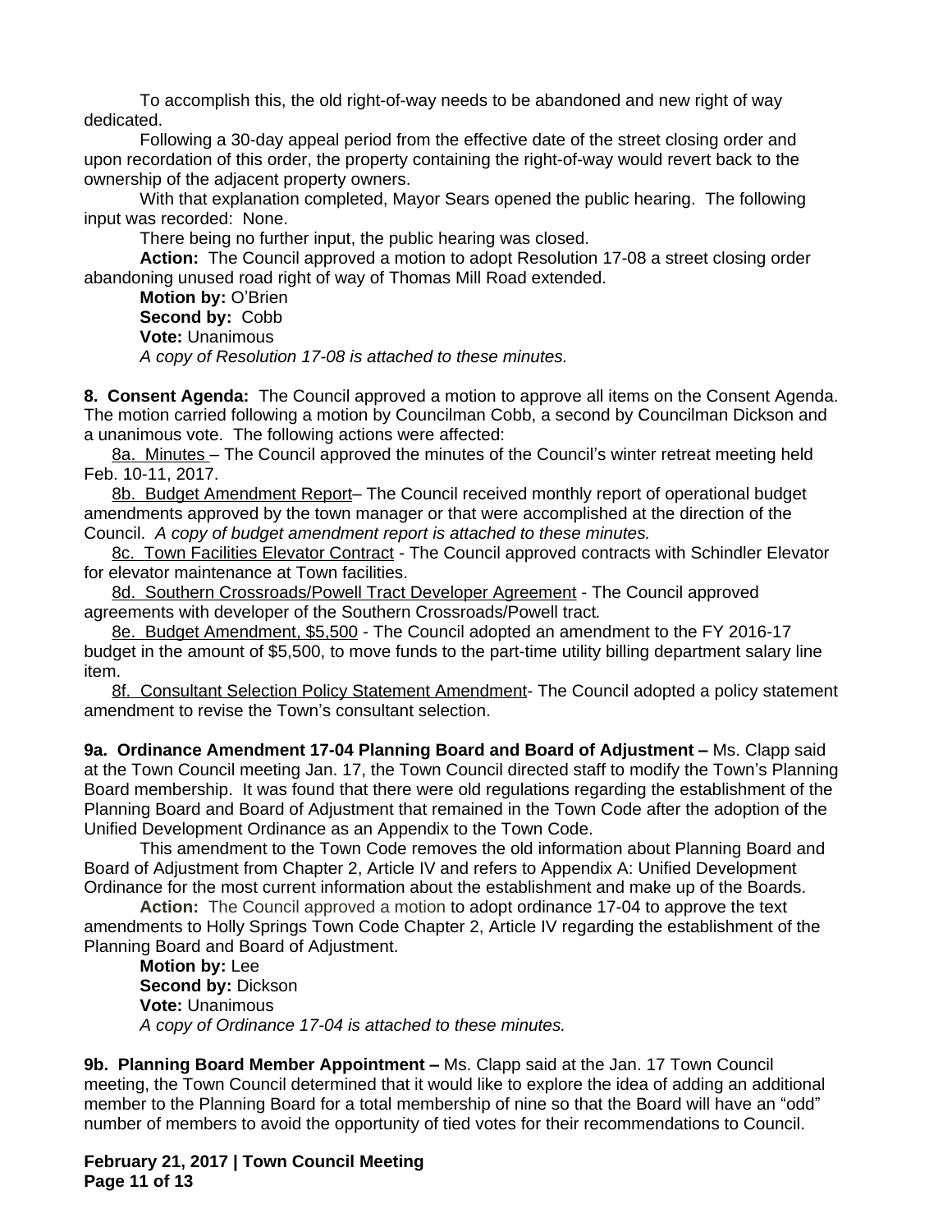To accomplish this, the old right-of-way needs to be abandoned and new right of way dedicated.

Following a 30-day appeal period from the effective date of the street closing order and upon recordation of this order, the property containing the right-of-way would revert back to the ownership of the adjacent property owners.

With that explanation completed, Mayor Sears opened the public hearing. The following input was recorded: None.

There being no further input, the public hearing was closed.

**Action:** The Council approved a motion to adopt Resolution 17-08 a street closing order abandoning unused road right of way of Thomas Mill Road extended.

**Motion by:** O'Brien
**Second by:** Cobb
**Vote:** Unanimous
*A copy of Resolution 17-08 is attached to these minutes.*

**8. Consent Agenda:** The Council approved a motion to approve all items on the Consent Agenda. The motion carried following a motion by Councilman Cobb, a second by Councilman Dickson and a unanimous vote. The following actions were affected:

8a. Minutes – The Council approved the minutes of the Council's winter retreat meeting held Feb. 10-11, 2017.

8b. Budget Amendment Report– The Council received monthly report of operational budget amendments approved by the town manager or that were accomplished at the direction of the Council. *A copy of budget amendment report is attached to these minutes.*

8c. Town Facilities Elevator Contract - The Council approved contracts with Schindler Elevator for elevator maintenance at Town facilities.

8d. Southern Crossroads/Powell Tract Developer Agreement - The Council approved agreements with developer of the Southern Crossroads/Powell tract*.*

8e. Budget Amendment, $5,500 - The Council adopted an amendment to the FY 2016-17 budget in the amount of $5,500, to move funds to the part-time utility billing department salary line item.

8f. Consultant Selection Policy Statement Amendment- The Council adopted a policy statement amendment to revise the Town's consultant selection.

**9a. Ordinance Amendment 17-04 Planning Board and Board of Adjustment –** Ms. Clapp said at the Town Council meeting Jan. 17, the Town Council directed staff to modify the Town's Planning Board membership. It was found that there were old regulations regarding the establishment of the Planning Board and Board of Adjustment that remained in the Town Code after the adoption of the Unified Development Ordinance as an Appendix to the Town Code.

This amendment to the Town Code removes the old information about Planning Board and Board of Adjustment from Chapter 2, Article IV and refers to Appendix A: Unified Development Ordinance for the most current information about the establishment and make up of the Boards.

**Action:** The Council approved a motion to adopt ordinance 17-04 to approve the text amendments to Holly Springs Town Code Chapter 2, Article IV regarding the establishment of the Planning Board and Board of Adjustment.

**Motion by:** Lee
**Second by:** Dickson
**Vote:** Unanimous
*A copy of Ordinance 17-04 is attached to these minutes.*

**9b. Planning Board Member Appointment –** Ms. Clapp said at the Jan. 17 Town Council meeting, the Town Council determined that it would like to explore the idea of adding an additional member to the Planning Board for a total membership of nine so that the Board will have an "odd" number of members to avoid the opportunity of tied votes for their recommendations to Council.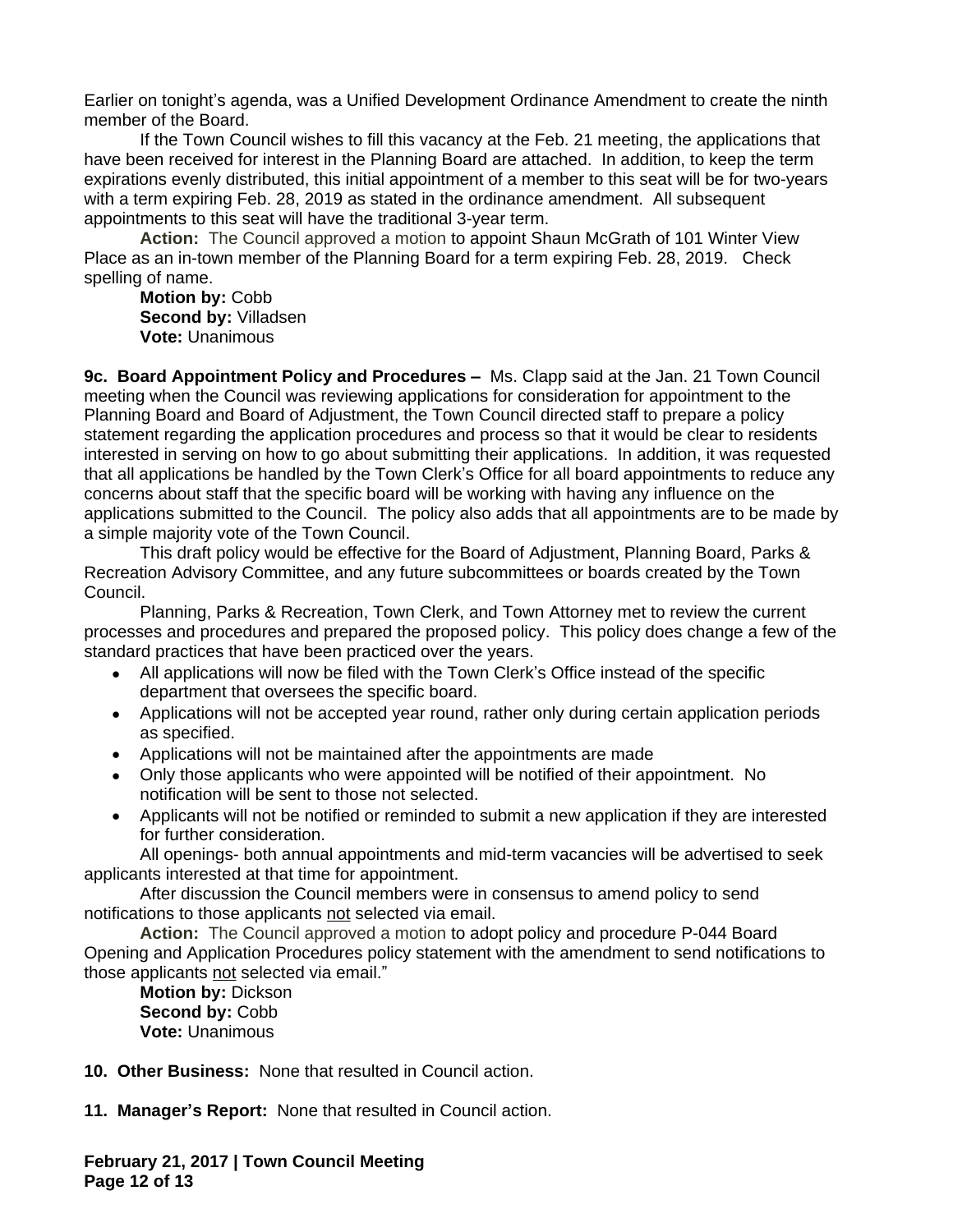Earlier on tonight's agenda, was a Unified Development Ordinance Amendment to create the ninth member of the Board.

If the Town Council wishes to fill this vacancy at the Feb. 21 meeting, the applications that have been received for interest in the Planning Board are attached. In addition, to keep the term expirations evenly distributed, this initial appointment of a member to this seat will be for two-years with a term expiring Feb. 28, 2019 as stated in the ordinance amendment. All subsequent appointments to this seat will have the traditional 3-year term.

**Action:** The Council approved a motion to appoint Shaun McGrath of 101 Winter View Place as an in-town member of the Planning Board for a term expiring Feb. 28, 2019. Check spelling of name.

**Motion by:** Cobb
**Second by:** Villadsen
**Vote:** Unanimous

**9c. Board Appointment Policy and Procedures –** Ms. Clapp said at the Jan. 21 Town Council meeting when the Council was reviewing applications for consideration for appointment to the Planning Board and Board of Adjustment, the Town Council directed staff to prepare a policy statement regarding the application procedures and process so that it would be clear to residents interested in serving on how to go about submitting their applications. In addition, it was requested that all applications be handled by the Town Clerk's Office for all board appointments to reduce any concerns about staff that the specific board will be working with having any influence on the applications submitted to the Council. The policy also adds that all appointments are to be made by a simple majority vote of the Town Council.

This draft policy would be effective for the Board of Adjustment, Planning Board, Parks & Recreation Advisory Committee, and any future subcommittees or boards created by the Town Council.

Planning, Parks & Recreation, Town Clerk, and Town Attorney met to review the current processes and procedures and prepared the proposed policy. This policy does change a few of the standard practices that have been practiced over the years.

- All applications will now be filed with the Town Clerk's Office instead of the specific department that oversees the specific board.
- Applications will not be accepted year round, rather only during certain application periods as specified.
- Applications will not be maintained after the appointments are made
- Only those applicants who were appointed will be notified of their appointment. No notification will be sent to those not selected.
- Applicants will not be notified or reminded to submit a new application if they are interested for further consideration.

All openings- both annual appointments and mid-term vacancies will be advertised to seek applicants interested at that time for appointment.

After discussion the Council members were in consensus to amend policy to send notifications to those applicants not selected via email.

**Action:** The Council approved a motion to adopt policy and procedure P-044 Board Opening and Application Procedures policy statement with the amendment to send notifications to those applicants not selected via email."

**Motion by:** Dickson
**Second by:** Cobb
**Vote:** Unanimous

**10. Other Business:** None that resulted in Council action.

**11. Manager's Report:** None that resulted in Council action.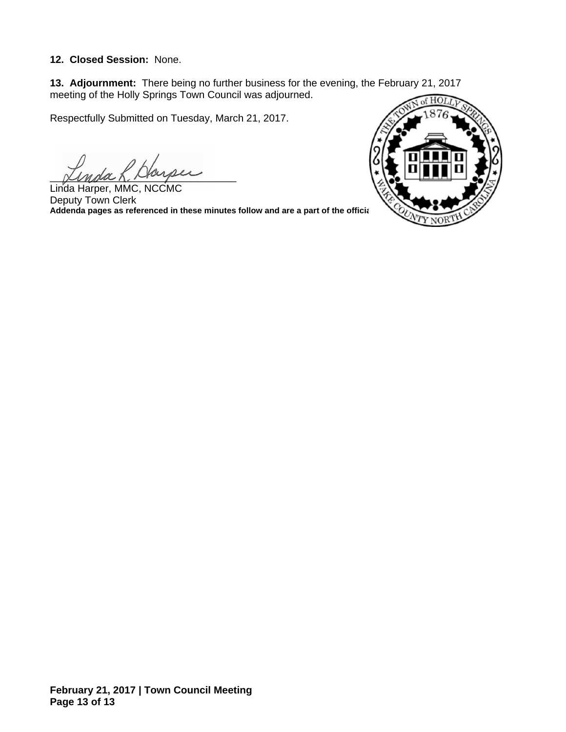**12. Closed Session:** None.

**13. Adjournment:** There being no further business for the evening, the February 21, 2017 meeting of the Holly Springs Town Council was adjourned.

Respectfully Submitted on Tuesday, March 21, 2017.

Linda Harper, MMC, NCCMC
Deputy Town Clerk

**Addenda pages as referenced in these minutes follow and are a part of the officia**